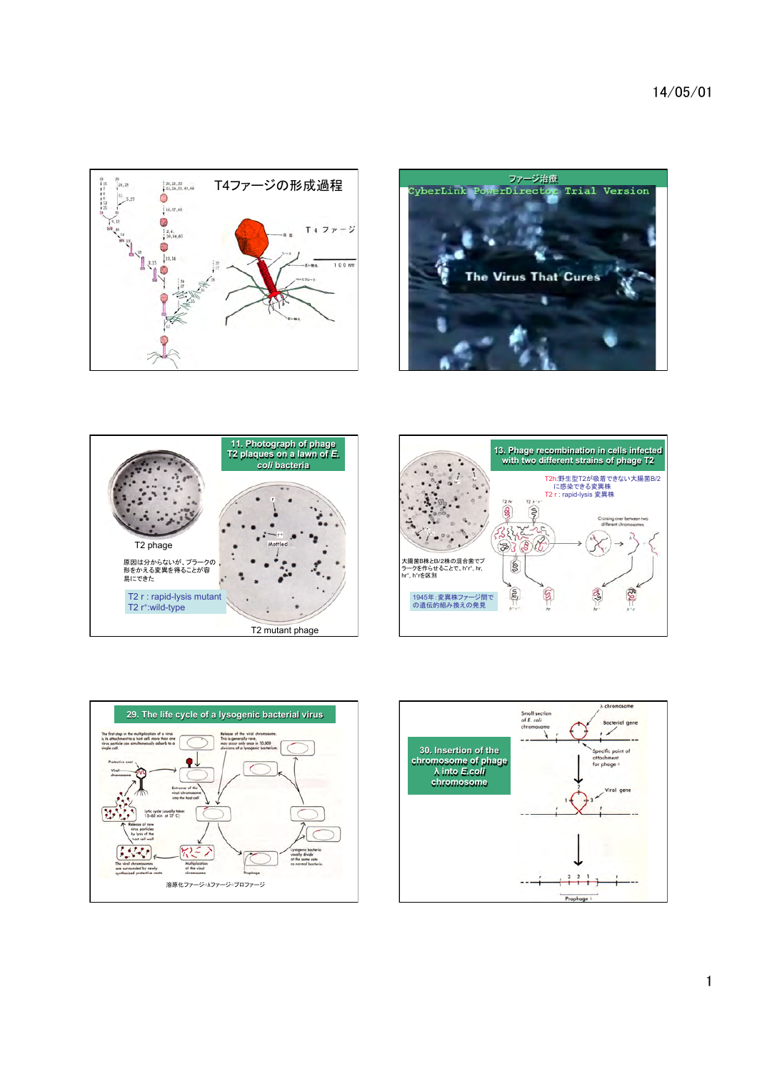## T4ファージの形成過程

T４ファージ

100 nm

## ファージ治療

CyberLink PowerDirector Trial Version

The Virus That Cures

## 11. Photograph of phage T2 plaques on a lawn of *E. coli* bacteria

T2 phage

原因は分からないが、プラークの形をかえる変異を得ることが容易にできた

T2 r : rapid-lysis mutant
T2 r⁺:wild-type

Mottled

T2 mutant phage

## 13. Phage recombination in cells infected with two different strains of phage T2

T2h:野生型T2が吸着できない大腸菌B/2に感染できる変異株
T2 r : rapid-lysis 変異株

大腸菌B株とB/2株の混合菌でプラークを作らせることで、h⁺r⁺, hr, hr⁺, h⁺rを区別

1945年：変異株ファージ間での遺伝的組み換えの発見

Crossing over between two different chromosomes

## 29. The life cycle of a lysogenic bacterial virus

The first step in the multiplication of a virus is its attachment to a host cell; more than one virus particle can simultaneously adsorb to a single cell.

Release of the viral chromosome. This is generally rare, may occur only once in 10,000 divisions of a lysogenic bacterium.

Protective coat

Viral chromosome

Entrance of the viral chromosome into the host cell

lytic cycle (usually takes 15-60 min at 37 C)

Release of new virus particles by lysis of the host cell wall

The viral chromosomes are surrounded by newly synthesized protective coats.

Multiplication of the viral chromosome

Lysogenic bacteria usually divide at the same rate as normal bacteria.

Prophage

溶原化ファージ=λファージ=プロファージ

## 30. Insertion of the chromosome of phage λ into *E.coli* chromosome

λ chromosome

Small section of *E. coli* chromosome

Bacterial gene

Specific point of attachment for phage λ

Viral gene

Prophage λ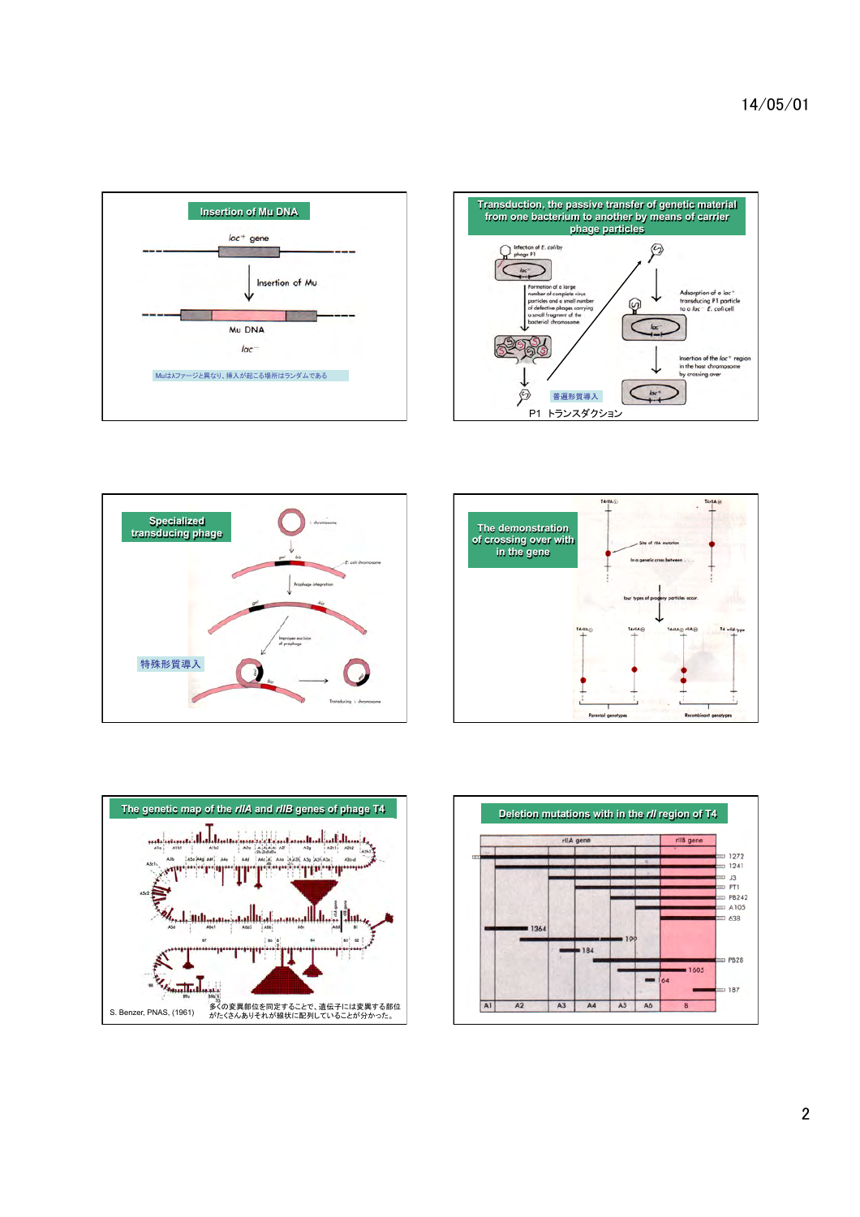## Insertion of Mu DNA

$lac^+$ gene

Insertion of Mu

Mu DNA

$lac^-$

MuはλファージとⅠ異なり、挿入が起こる場所はランダムである

## Transduction, the passive transfer of genetic material from one bacterium to another by means of carrier phage particles

Infection of *E. coli* by phage P1

Formation of a large number of complete virus particles and a small number of defective phages carrying a small fragment of the bacterial chromosome

Adsorption of a $lac^+$ transducing P1 particle to a $lac^-$ *E. coli* cell

Insertion of the $lac^+$ region in the host chromosome by crossing over

普遍形質導入

P1 トランスダクション

## Specialized transducing phage

λ chromosome

*E. coli* chromosome

Prophage integration

Improper excision of prophage

Transducing λ chromosome

特殊形質導入

## The demonstration of crossing over with in the gene

Site of rIIA mutation

In a genetic cross between . . .

four types of progeny particles occur.

T4 wild-type

Parental genotypes

Recombinant genotypes

## The genetic map of the *rIIA* and *rIIB* genes of phage T4

S. Benzer, PNAS, (1961)

多くの変異部位を同定することで、遺伝子には変異する部位がたくさんありそれが線状に配列していることが分かった。

## Deletion mutations with in the *rII* region of T4

rIIA gene | rIIB gene

1272, 1241, J3, PT1, PB242, A105, 638, 1364, 1199, 184, PB28, 1605, 164, 187

A1 | A2 | A3 | A4 | A5 | A6 | B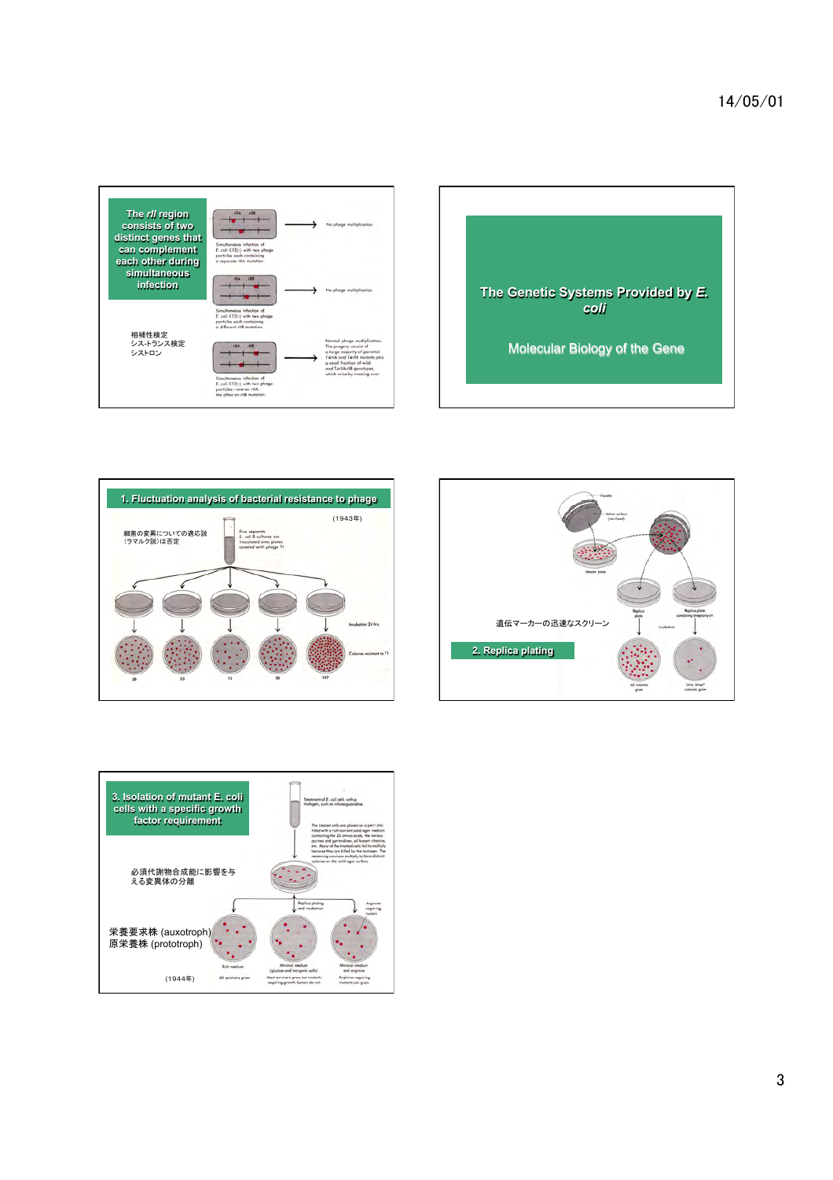## The *rII* region consists of two distinct genes that can complement each other during simultaneous infection

相補性検定
シス-トランス検定
シストロン

rIIA rIIB

Simultaneous infection of E. coli C12(λ) with two phage particles each containing a separate rIIA mutation.

No phage multiplication

Simultaneous infection of E. coli C12(λ) with two phage particles each containing a different rIIB mutation.

No phage multiplication

Simultaneous infection of E. coli C12(λ) with two phage particles—one an rIIA, the other an rIIB mutation.

Normal phage multiplication. The progeny consist of a large majority of parental T4rIIA and T4rIIB mutants plus a small fraction of wild and T4rIIArIIB genotypes, which arise by crossing over.

## The Genetic Systems Provided by *E. coli*

Molecular Biology of the Gene

## 1. Fluctuation analysis of bacterial resistance to phage

(1943年)

細菌の変異についての適応説（ラマルク説）は否定

Five separate E. coli B cultures are inoculated onto plates covered with phage T1

Incubation 24 hrs

Colonies resistant to T1

28 53 11 38 157

## 2. Replica plating

遺伝マーカーの迅速なスクリーン

Handle

Velvet surface (sterilized)

Master plate

Replica plate

Replica plate containing streptomycin

Incubation

All colonies grow

Only Strep$^{R}$ colonies grow

## 3. Isolation of mutant E. coli cells with a specific growth factor requirement

必須代謝物合成能に影響を与える変異体の分離

栄養要求株 (auxotroph)
原栄養株 (prototroph)

(1944年)

Treatment of E. coli cells with a mutagen, such as nitrosoguanidine.

The treated cells are placed on a petri dish filled with a rich nutrient solid agar medium containing the 20 amino acids, the various purines and pyrimidines, all known vitamins, etc. Many of the treated cells fail to multiply because they are killed by the mutagen. The remaining survivors multiply to form distinct colonies on the solid agar surface.

Replica plating and incubation

Arginine-requiring mutant

Rich medium
All survivors grow

Minimal medium (glucose and inorganic salts)
Most survivors grow, but mutants requiring growth factors do not.

Minimal medium and arginine
Arginine-requiring mutants can grow.